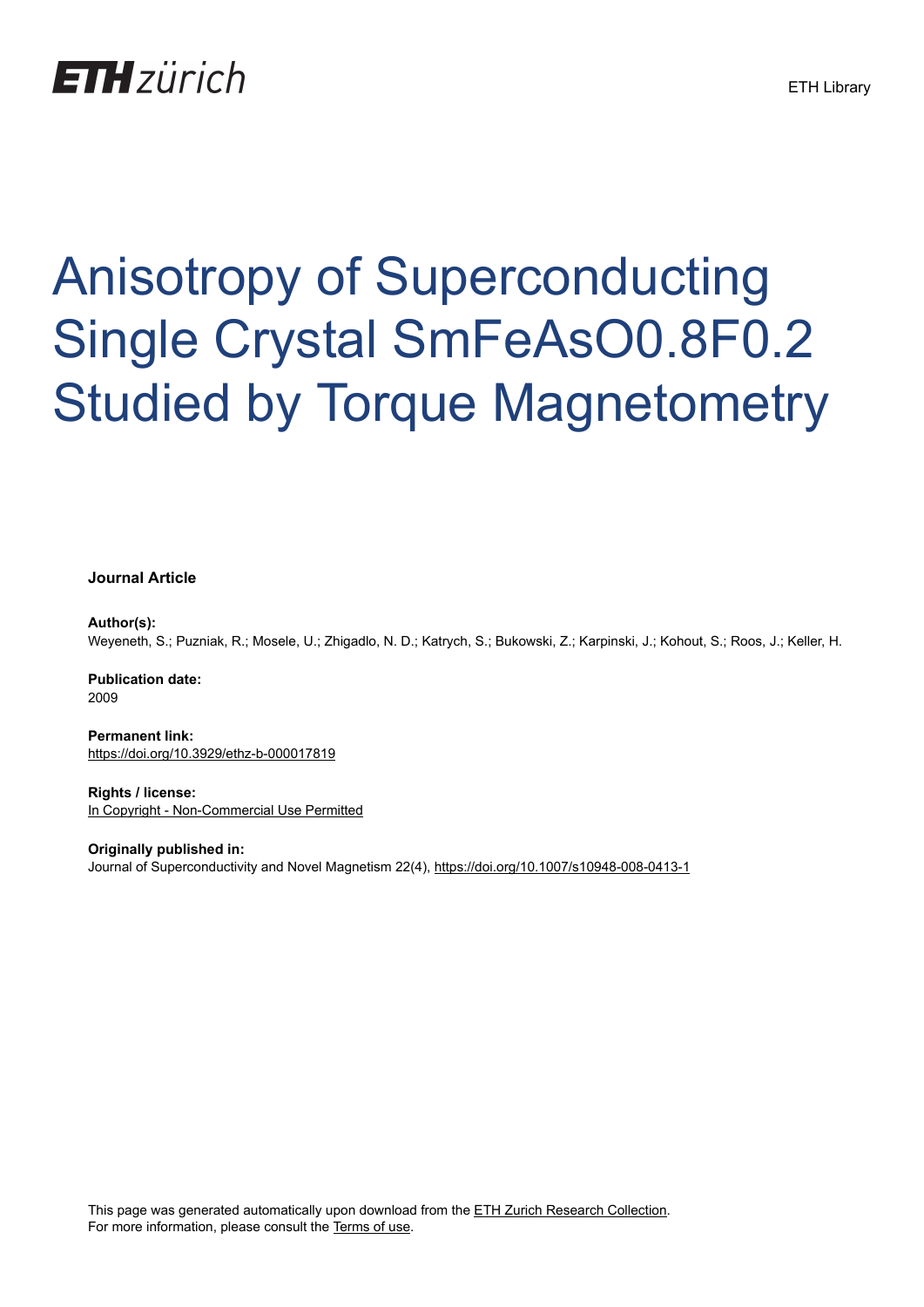# Anisotropy of Superconducting Single Crystal SmFeAsO0.8F0.2 Studied by Torque Magnetometry

**Journal Article**

**Author(s):**
Weyeneth, S.; Puzniak, R.; Mosele, U.; Zhigadlo, N. D.; Katrych, S.; Bukowski, Z.; Karpinski, J.; Kohout, S.; Roos, J.; Keller, H.

**Publication date:**
2009

**Permanent link:**
https://doi.org/10.3929/ethz-b-000017819

**Rights / license:**
In Copyright - Non-Commercial Use Permitted

**Originally published in:**
Journal of Superconductivity and Novel Magnetism 22(4), https://doi.org/10.1007/s10948-008-0413-1

This page was generated automatically upon download from the ETH Zurich Research Collection.
For more information, please consult the Terms of use.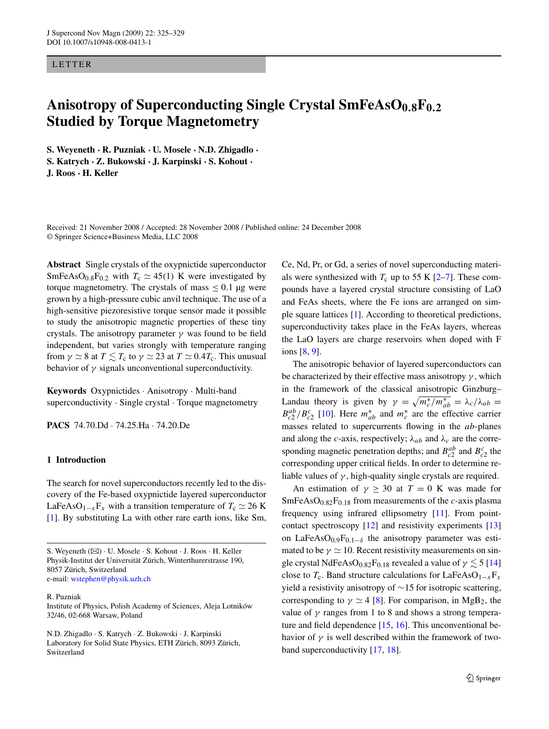LETTER

# Anisotropy of Superconducting Single Crystal $SmFeAsO_{0.8}F_{0.2}$ Studied by Torque Magnetometry

**S. Weyeneth · R. Puzniak · U. Mosele · N.D. Zhigadlo · S. Katrych · Z. Bukowski · J. Karpinski · S. Kohout · J. Roos · H. Keller**

Received: 21 November 2008 / Accepted: 28 November 2008 / Published online: 24 December 2008
© Springer Science+Business Media, LLC 2008

**Abstract** Single crystals of the oxypnictide superconductor $SmFeAsO_{0.8}F_{0.2}$ with $T_c \simeq 45(1)$ K were investigated by torque magnetometry. The crystals of mass $\leq 0.1$ μg were grown by a high-pressure cubic anvil technique. The use of a high-sensitive piezoresistive torque sensor made it possible to study the anisotropic magnetic properties of these tiny crystals. The anisotropy parameter $\gamma$ was found to be field independent, but varies strongly with temperature ranging from $\gamma \simeq 8$ at $T \lesssim T_c$ to $\gamma \simeq 23$ at $T \simeq 0.4T_c$. This unusual behavior of $\gamma$ signals unconventional superconductivity.

**Keywords** Oxypnictides · Anisotropy · Multi-band superconductivity · Single crystal · Torque magnetometry

**PACS** 74.70.Dd · 74.25.Ha · 74.20.De

S. Weyeneth (✉) · U. Mosele · S. Kohout · J. Roos · H. Keller
Physik-Institut der Universität Zürich, Winterthurerstrasse 190, 8057 Zürich, Switzerland
e-mail: wstephen@physik.uzh.ch

R. Puzniak
Institute of Physics, Polish Academy of Sciences, Aleja Lotników 32/46, 02-668 Warsaw, Poland

N.D. Zhigadlo · S. Katrych · Z. Bukowski · J. Karpinski
Laboratory for Solid State Physics, ETH Zürich, 8093 Zürich, Switzerland

## 1 Introduction

The search for novel superconductors recently led to the discovery of the Fe-based oxypnictide layered superconductor $LaFeAsO_{1-x}F_x$ with a transition temperature of $T_c \simeq 26$ K [1]. By substituting La with other rare earth ions, like Sm, Ce, Nd, Pr, or Gd, a series of novel superconducting materials were synthesized with $T_c$ up to 55 K [2–7]. These compounds have a layered crystal structure consisting of LaO and FeAs sheets, where the Fe ions are arranged on simple square lattices [1]. According to theoretical predictions, superconductivity takes place in the FeAs layers, whereas the LaO layers are charge reservoirs when doped with F ions [8, 9].

The anisotropic behavior of layered superconductors can be characterized by their effective mass anisotropy $\gamma$, which in the framework of the classical anisotropic Ginzburg–Landau theory is given by $\gamma = \sqrt{m_c^*/m_{ab}^*} = \lambda_c/\lambda_{ab} = B_{c2}^{ab}/B_{c2}^{c}$ [10]. Here $m_{ab}^*$ and $m_c^*$ are the effective carrier masses related to supercurrents flowing in the $ab$-planes and along the $c$-axis, respectively; $\lambda_{ab}$ and $\lambda_c$ are the corresponding magnetic penetration depths; and $B_{c2}^{ab}$ and $B_{c2}^{c}$ the corresponding upper critical fields. In order to determine reliable values of $\gamma$, high-quality single crystals are required.

An estimation of $\gamma \geq 30$ at $T = 0$ K was made for $SmFeAsO_{0.82}F_{0.18}$ from measurements of the $c$-axis plasma frequency using infrared ellipsometry [11]. From point-contact spectroscopy [12] and resistivity experiments [13] on $LaFeAsO_{0.9}F_{0.1-\delta}$ the anisotropy parameter was estimated to be $\gamma \simeq 10$. Recent resistivity measurements on single crystal $NdFeAsO_{0.82}F_{0.18}$ revealed a value of $\gamma \lesssim 5$ [14] close to $T_c$. Band structure calculations for $LaFeAsO_{1-x}F_x$ yield a resistivity anisotropy of ~15 for isotropic scattering, corresponding to $\gamma \simeq 4$ [8]. For comparison, in $MgB_2$, the value of $\gamma$ ranges from 1 to 8 and shows a strong temperature and field dependence [15, 16]. This unconventional behavior of $\gamma$ is well described within the framework of two-band superconductivity [17, 18].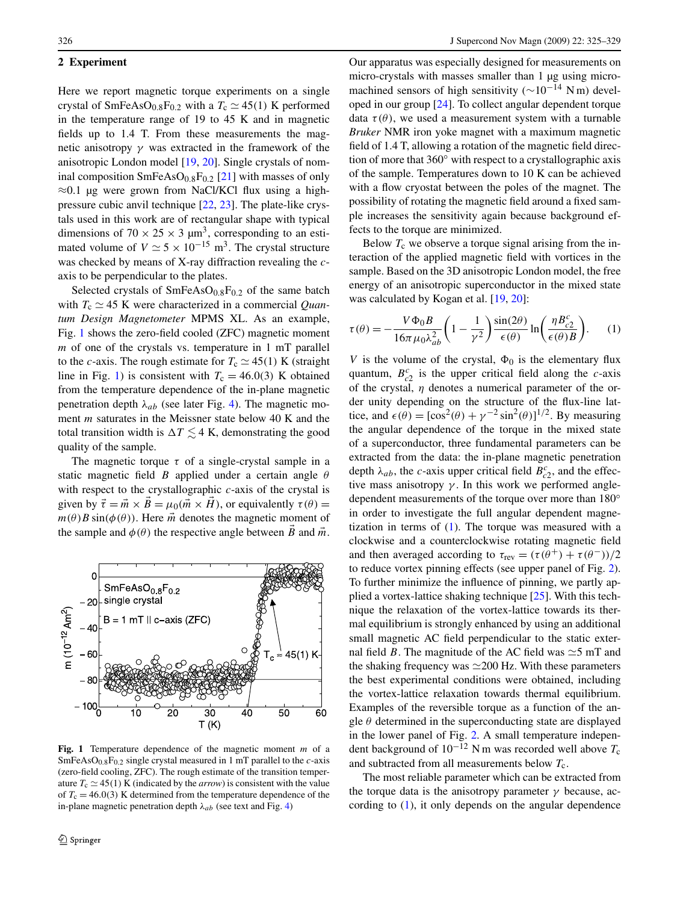## 2 Experiment

Here we report magnetic torque experiments on a single crystal of $SmFeAsO_{0.8}F_{0.2}$ with a $T_c \simeq 45(1)$ K performed in the temperature range of 19 to 45 K and in magnetic fields up to 1.4 T. From these measurements the magnetic anisotropy $\gamma$ was extracted in the framework of the anisotropic London model [19, 20]. Single crystals of nominal composition $SmFeAsO_{0.8}F_{0.2}$ [21] with masses of only $\approx$0.1 μg were grown from NaCl/KCl flux using a high-pressure cubic anvil technique [22, 23]. The plate-like crystals used in this work are of rectangular shape with typical dimensions of $70 \times 25 \times 3$ μm$^3$, corresponding to an estimated volume of $V \simeq 5 \times 10^{-15}$ m$^3$. The crystal structure was checked by means of X-ray diffraction revealing the $c$-axis to be perpendicular to the plates.

Selected crystals of $SmFeAsO_{0.8}F_{0.2}$ of the same batch with $T_c \simeq 45$ K were characterized in a commercial *Quantum Design Magnetometer* MPMS XL. As an example, Fig. 1 shows the zero-field cooled (ZFC) magnetic moment $m$ of one of the crystals vs. temperature in 1 mT parallel to the $c$-axis. The rough estimate for $T_c \simeq 45(1)$ K (straight line in Fig. 1) is consistent with $T_c = 46.0(3)$ K obtained from the temperature dependence of the in-plane magnetic penetration depth $\lambda_{ab}$ (see later Fig. 4). The magnetic moment $m$ saturates in the Meissner state below 40 K and the total transition width is $\Delta T \lesssim 4$ K, demonstrating the good quality of the sample.

The magnetic torque $\tau$ of a single-crystal sample in a static magnetic field $B$ applied under a certain angle $\theta$ with respect to the crystallographic $c$-axis of the crystal is given by $\vec{\tau} = \vec{m} \times \vec{B} = \mu_0(\vec{m} \times \vec{H})$, or equivalently $\tau(\theta) = m(\theta)B\sin(\phi(\theta))$. Here $\vec{m}$ denotes the magnetic moment of the sample and $\phi(\theta)$ the respective angle between $\vec{B}$ and $\vec{m}$.

**Fig. 1** Temperature dependence of the magnetic moment $m$ of a $SmFeAsO_{0.8}F_{0.2}$ single crystal measured in 1 mT parallel to the $c$-axis (zero-field cooling, ZFC). The rough estimate of the transition temperature $T_c \simeq 45(1)$ K (indicated by the *arrow*) is consistent with the value of $T_c = 46.0(3)$ K determined from the temperature dependence of the in-plane magnetic penetration depth $\lambda_{ab}$ (see text and Fig. 4)

Our apparatus was especially designed for measurements on micro-crystals with masses smaller than 1 μg using micro-machined sensors of high sensitivity ($\sim 10^{-14}$ N m) developed in our group [24]. To collect angular dependent torque data $\tau(\theta)$, we used a measurement system with a turnable *Bruker* NMR iron yoke magnet with a maximum magnetic field of 1.4 T, allowing a rotation of the magnetic field direction of more that 360° with respect to a crystallographic axis of the sample. Temperatures down to 10 K can be achieved with a flow cryostat between the poles of the magnet. The possibility of rotating the magnetic field around a fixed sample increases the sensitivity again because background effects to the torque are minimized.

Below $T_c$ we observe a torque signal arising from the interaction of the applied magnetic field with vortices in the sample. Based on the 3D anisotropic London model, the free energy of an anisotropic superconductor in the mixed state was calculated by Kogan et al. [19, 20]:

$$\tau(\theta) = -\frac{V\Phi_0 B}{16\pi\mu_0\lambda_{ab}^2}\left(1 - \frac{1}{\gamma^2}\right)\frac{\sin(2\theta)}{\epsilon(\theta)}\ln\left(\frac{\eta B_{c2}^c}{\epsilon(\theta)B}\right). \quad (1)$$

$V$ is the volume of the crystal, $\Phi_0$ is the elementary flux quantum, $B_{c2}^c$ is the upper critical field along the $c$-axis of the crystal, $\eta$ denotes a numerical parameter of the order unity depending on the structure of the flux-line lattice, and $\epsilon(\theta) = [\cos^2(\theta) + \gamma^{-2}\sin^2(\theta)]^{1/2}$. By measuring the angular dependence of the torque in the mixed state of a superconductor, three fundamental parameters can be extracted from the data: the in-plane magnetic penetration depth $\lambda_{ab}$, the $c$-axis upper critical field $B_{c2}^c$, and the effective mass anisotropy $\gamma$. In this work we performed angle-dependent measurements of the torque over more than 180° in order to investigate the full angular dependent magnetization in terms of (1). The torque was measured with a clockwise and a counterclockwise rotating magnetic field and then averaged according to $\tau_{rev} = (\tau(\theta^+) + \tau(\theta^-))/2$ to reduce vortex pinning effects (see upper panel of Fig. 2). To further minimize the influence of pinning, we partly applied a vortex-lattice shaking technique [25]. With this technique the relaxation of the vortex-lattice towards its thermal equilibrium is strongly enhanced by using an additional small magnetic AC field perpendicular to the static external field $B$. The magnitude of the AC field was $\simeq$5 mT and the shaking frequency was $\simeq$200 Hz. With these parameters the best experimental conditions were obtained, including the vortex-lattice relaxation towards thermal equilibrium. Examples of the reversible torque as a function of the angle $\theta$ determined in the superconducting state are displayed in the lower panel of Fig. 2. A small temperature independent background of $10^{-12}$ N m was recorded well above $T_c$ and subtracted from all measurements below $T_c$.

The most reliable parameter which can be extracted from the torque data is the anisotropy parameter $\gamma$ because, according to (1), it only depends on the angular dependence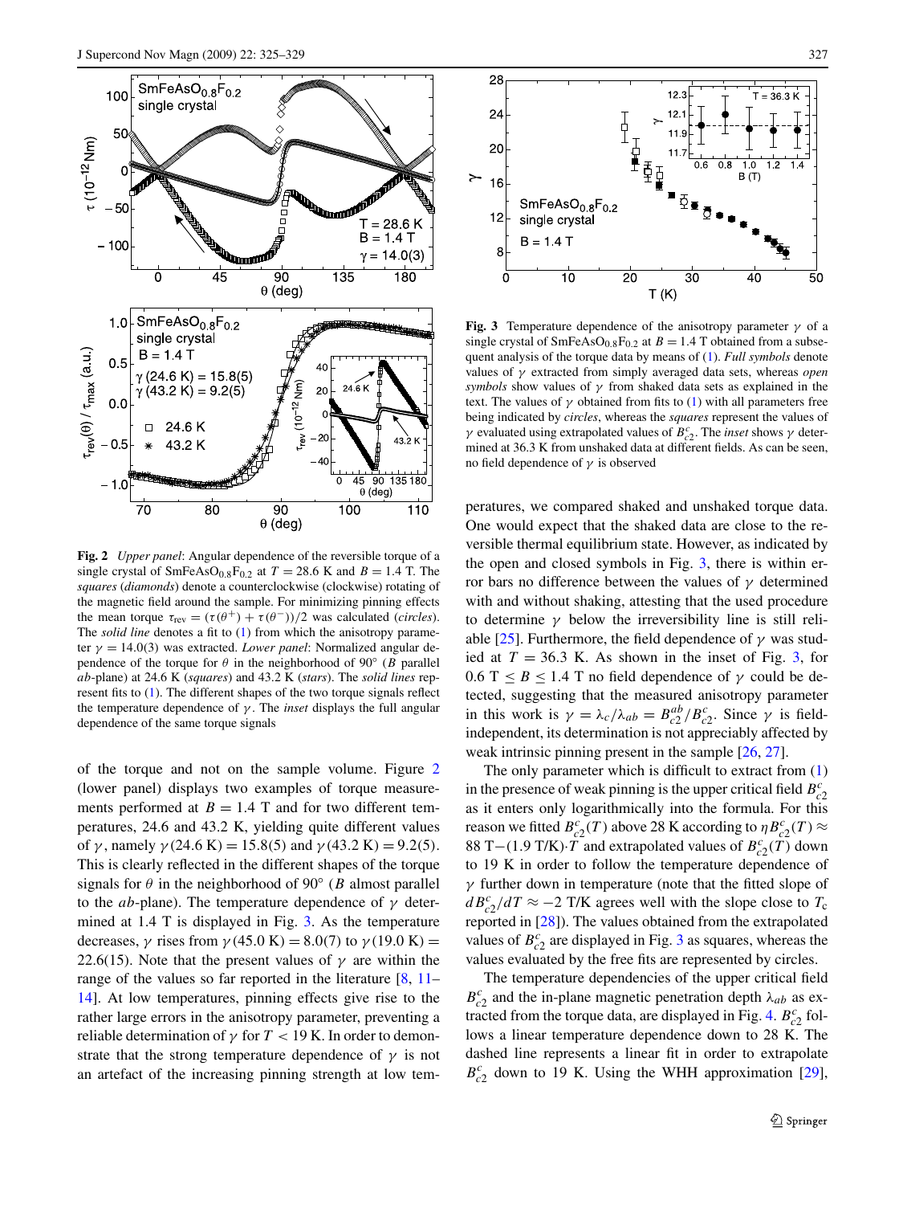**Fig. 2** *Upper panel*: Angular dependence of the reversible torque of a single crystal of $SmFeAsO_{0.8}F_{0.2}$ at $T = 28.6$ K and $B = 1.4$ T. The *squares* (*diamonds*) denote a counterclockwise (clockwise) rotating of the magnetic field around the sample. For minimizing pinning effects the mean torque $\tau_{rev} = (\tau(\theta^+) + \tau(\theta^-))/2$ was calculated (*circles*). The *solid line* denotes a fit to (1) from which the anisotropy parameter $\gamma = 14.0(3)$ was extracted. *Lower panel*: Normalized angular dependence of the torque for $\theta$ in the neighborhood of 90° ($B$ parallel $ab$-plane) at 24.6 K (*squares*) and 43.2 K (*stars*). The *solid lines* represent fits to (1). The different shapes of the two torque signals reflect the temperature dependence of $\gamma$. The *inset* displays the full angular dependence of the same torque signals

**Fig. 3** Temperature dependence of the anisotropy parameter $\gamma$ of a single crystal of $SmFeAsO_{0.8}F_{0.2}$ at $B = 1.4$ T obtained from a subsequent analysis of the torque data by means of (1). *Full symbols* denote values of $\gamma$ extracted from simply averaged data sets, whereas *open symbols* show values of $\gamma$ from shaked data sets as explained in the text. The values of $\gamma$ obtained from fits to (1) with all parameters free being indicated by *circles*, whereas the *squares* represent the values of $\gamma$ evaluated using extrapolated values of $B_{c2}^c$. The *inset* shows $\gamma$ determined at 36.3 K from unshaked data at different fields. As can be seen, no field dependence of $\gamma$ is observed

of the torque and not on the sample volume. Figure 2 (lower panel) displays two examples of torque measurements performed at $B = 1.4$ T and for two different temperatures, 24.6 and 43.2 K, yielding quite different values of $\gamma$, namely $\gamma(24.6\text{ K}) = 15.8(5)$ and $\gamma(43.2\text{ K}) = 9.2(5)$. This is clearly reflected in the different shapes of the torque signals for $\theta$ in the neighborhood of 90° ($B$ almost parallel to the $ab$-plane). The temperature dependence of $\gamma$ determined at 1.4 T is displayed in Fig. 3. As the temperature decreases, $\gamma$ rises from $\gamma(45.0\text{ K}) = 8.0(7)$ to $\gamma(19.0\text{ K}) = 22.6(15)$. Note that the present values of $\gamma$ are within the range of the values so far reported in the literature [8, 11–14]. At low temperatures, pinning effects give rise to the rather large errors in the anisotropy parameter, preventing a reliable determination of $\gamma$ for $T < 19$ K. In order to demonstrate that the strong temperature dependence of $\gamma$ is not an artefact of the increasing pinning strength at low temperatures, we compared shaked and unshaked torque data. One would expect that the shaked data are close to the reversible thermal equilibrium state. However, as indicated by the open and closed symbols in Fig. 3, there is within error bars no difference between the values of $\gamma$ determined with and without shaking, attesting that the used procedure to determine $\gamma$ below the irreversibility line is still reliable [25]. Furthermore, the field dependence of $\gamma$ was studied at $T = 36.3$ K. As shown in the inset of Fig. 3, for $0.6\text{ T} \leq B \leq 1.4$ T no field dependence of $\gamma$ could be detected, suggesting that the measured anisotropy parameter in this work is $\gamma = \lambda_c/\lambda_{ab} = B_{c2}^{ab}/B_{c2}^c$. Since $\gamma$ is field-independent, its determination is not appreciably affected by weak intrinsic pinning present in the sample [26, 27].

The only parameter which is difficult to extract from (1) in the presence of weak pinning is the upper critical field $B_{c2}^c$ as it enters only logarithmically into the formula. For this reason we fitted $B_{c2}^c(T)$ above 28 K according to $\eta B_{c2}^c(T) \approx 88\text{ T}-(1.9\text{ T/K})\cdot T$ and extrapolated values of $B_{c2}^c(T)$ down to 19 K in order to follow the temperature dependence of $\gamma$ further down in temperature (note that the fitted slope of $dB_{c2}^c/dT \approx -2$ T/K agrees well with the slope close to $T_c$ reported in [28]). The values obtained from the extrapolated values of $B_{c2}^c$ are displayed in Fig. 3 as squares, whereas the values evaluated by the free fits are represented by circles.

The temperature dependencies of the upper critical field $B_{c2}^c$ and the in-plane magnetic penetration depth $\lambda_{ab}$ as extracted from the torque data, are displayed in Fig. 4. $B_{c2}^c$ follows a linear temperature dependence down to 28 K. The dashed line represents a linear fit in order to extrapolate $B_{c2}^c$ down to 19 K. Using the WHH approximation [29],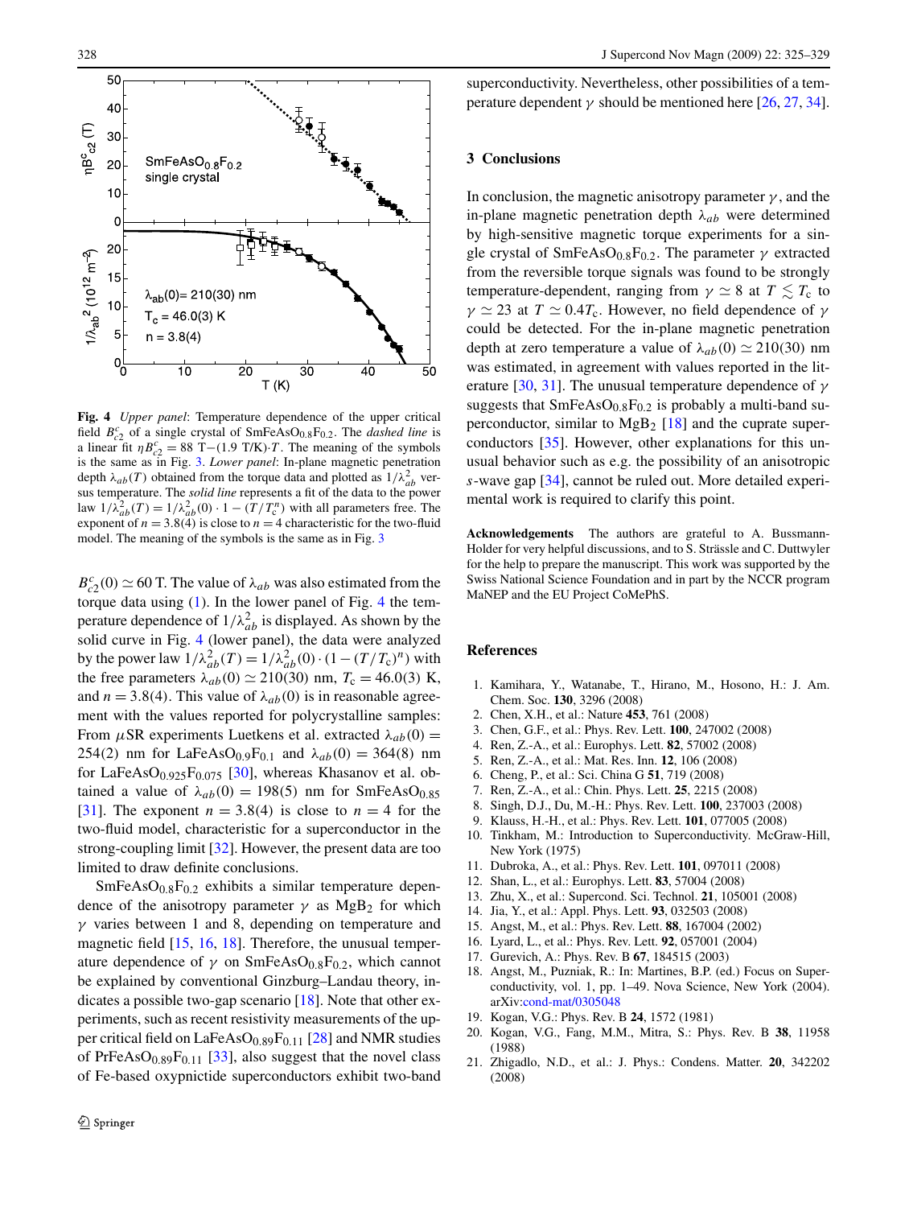**Fig. 4** *Upper panel*: Temperature dependence of the upper critical field $B_{c2}^c$ of a single crystal of $SmFeAsO_{0.8}F_{0.2}$. The *dashed line* is a linear fit $\eta B_{c2}^c = 88$ T$-(1.9$ T/K$)\cdot T$. The meaning of the symbols is the same as in Fig. 3. *Lower panel*: In-plane magnetic penetration depth $\lambda_{ab}(T)$ obtained from the torque data and plotted as $1/\lambda_{ab}^2$ versus temperature. The *solid line* represents a fit of the data to the power law $1/\lambda_{ab}^2(T) = 1/\lambda_{ab}^2(0) \cdot 1 - (T/T_c^n)$ with all parameters free. The exponent of $n = 3.8(4)$ is close to $n = 4$ characteristic for the two-fluid model. The meaning of the symbols is the same as in Fig. 3

$B_{c2}^c(0) \simeq 60$ T. The value of $\lambda_{ab}$ was also estimated from the torque data using (1). In the lower panel of Fig. 4 the temperature dependence of $1/\lambda_{ab}^2$ is displayed. As shown by the solid curve in Fig. 4 (lower panel), the data were analyzed by the power law $1/\lambda_{ab}^2(T) = 1/\lambda_{ab}^2(0) \cdot (1 - (T/T_c)^n)$ with the free parameters $\lambda_{ab}(0) \simeq 210(30)$ nm, $T_c = 46.0(3)$ K, and $n = 3.8(4)$. This value of $\lambda_{ab}(0)$ is in reasonable agreement with the values reported for polycrystalline samples: From $\mu$SR experiments Luetkens et al. extracted $\lambda_{ab}(0) = 254(2)$ nm for $LaFeAsO_{0.9}F_{0.1}$ and $\lambda_{ab}(0) = 364(8)$ nm for $LaFeAsO_{0.925}F_{0.075}$ [30], whereas Khasanov et al. obtained a value of $\lambda_{ab}(0) = 198(5)$ nm for $SmFeAsO_{0.85}$ [31]. The exponent $n = 3.8(4)$ is close to $n = 4$ for the two-fluid model, characteristic for a superconductor in the strong-coupling limit [32]. However, the present data are too limited to draw definite conclusions.

$SmFeAsO_{0.8}F_{0.2}$ exhibits a similar temperature dependence of the anisotropy parameter $\gamma$ as $MgB_2$ for which $\gamma$ varies between 1 and 8, depending on temperature and magnetic field [15, 16, 18]. Therefore, the unusual temperature dependence of $\gamma$ on $SmFeAsO_{0.8}F_{0.2}$, which cannot be explained by conventional Ginzburg–Landau theory, indicates a possible two-gap scenario [18]. Note that other experiments, such as recent resistivity measurements of the upper critical field on $LaFeAsO_{0.89}F_{0.11}$ [28] and NMR studies of $PrFeAsO_{0.89}F_{0.11}$ [33], also suggest that the novel class of Fe-based oxypnictide superconductors exhibit two-band superconductivity. Nevertheless, other possibilities of a temperature dependent $\gamma$ should be mentioned here [26, 27, 34].

## 3 Conclusions

In conclusion, the magnetic anisotropy parameter $\gamma$, and the in-plane magnetic penetration depth $\lambda_{ab}$ were determined by high-sensitive magnetic torque experiments for a single crystal of $SmFeAsO_{0.8}F_{0.2}$. The parameter $\gamma$ extracted from the reversible torque signals was found to be strongly temperature-dependent, ranging from $\gamma \simeq 8$ at $T \lesssim T_c$ to $\gamma \simeq 23$ at $T \simeq 0.4T_c$. However, no field dependence of $\gamma$ could be detected. For the in-plane magnetic penetration depth at zero temperature a value of $\lambda_{ab}(0) \simeq 210(30)$ nm was estimated, in agreement with values reported in the literature [30, 31]. The unusual temperature dependence of $\gamma$ suggests that $SmFeAsO_{0.8}F_{0.2}$ is probably a multi-band superconductor, similar to $MgB_2$ [18] and the cuprate superconductors [35]. However, other explanations for this unusual behavior such as e.g. the possibility of an anisotropic $s$-wave gap [34], cannot be ruled out. More detailed experimental work is required to clarify this point.

**Acknowledgements** The authors are grateful to A. Bussmann-Holder for very helpful discussions, and to S. Strässle and C. Duttwyler for the help to prepare the manuscript. This work was supported by the Swiss National Science Foundation and in part by the NCCR program MaNEP and the EU Project CoMePhS.

## References

1. Kamihara, Y., Watanabe, T., Hirano, M., Hosono, H.: J. Am. Chem. Soc. **130**, 3296 (2008)
2. Chen, X.H., et al.: Nature **453**, 761 (2008)
3. Chen, G.F., et al.: Phys. Rev. Lett. **100**, 247002 (2008)
4. Ren, Z.-A., et al.: Europhys. Lett. **82**, 57002 (2008)
5. Ren, Z.-A., et al.: Mat. Res. Inn. **12**, 106 (2008)
6. Cheng, P., et al.: Sci. China G **51**, 719 (2008)
7. Ren, Z.-A., et al.: Chin. Phys. Lett. **25**, 2215 (2008)
8. Singh, D.J., Du, M.-H.: Phys. Rev. Lett. **100**, 237003 (2008)
9. Klauss, H.-H., et al.: Phys. Rev. Lett. **101**, 077005 (2008)
10. Tinkham, M.: Introduction to Superconductivity. McGraw-Hill, New York (1975)
11. Dubroka, A., et al.: Phys. Rev. Lett. **101**, 097011 (2008)
12. Shan, L., et al.: Europhys. Lett. **83**, 57004 (2008)
13. Zhu, X., et al.: Supercond. Sci. Technol. **21**, 105001 (2008)
14. Jia, Y., et al.: Appl. Phys. Lett. **93**, 032503 (2008)
15. Angst, M., et al.: Phys. Rev. Lett. **88**, 167004 (2002)
16. Lyard, L., et al.: Phys. Rev. Lett. **92**, 057001 (2004)
17. Gurevich, A.: Phys. Rev. B **67**, 184515 (2003)
18. Angst, M., Puzniak, R.: In: Martines, B.P. (ed.) Focus on Superconductivity, vol. 1, pp. 1–49. Nova Science, New York (2004). arXiv:cond-mat/0305048
19. Kogan, V.G.: Phys. Rev. B **24**, 1572 (1981)
20. Kogan, V.G., Fang, M.M., Mitra, S.: Phys. Rev. B **38**, 11958 (1988)
21. Zhigadlo, N.D., et al.: J. Phys.: Condens. Matter. **20**, 342202 (2008)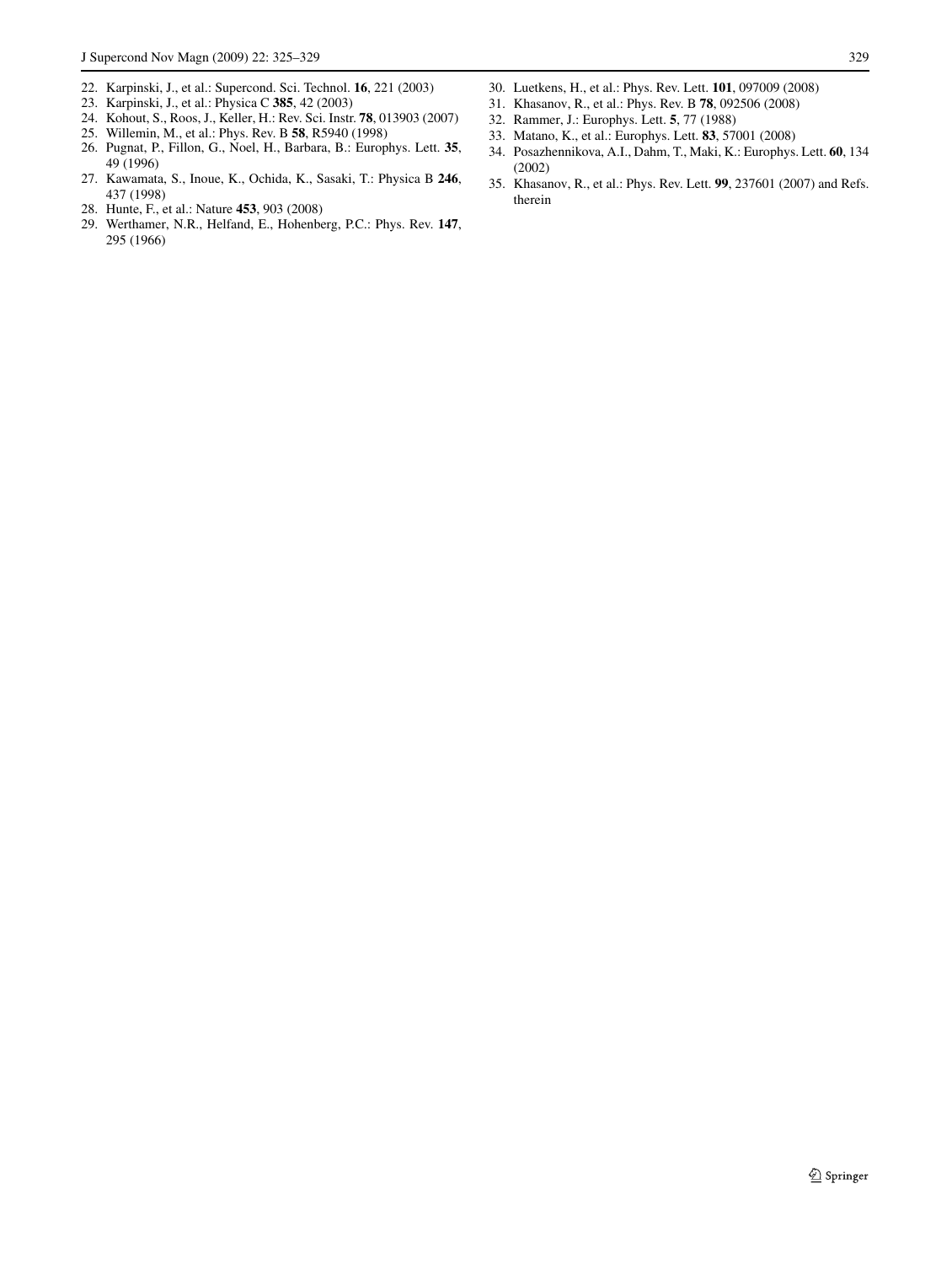22. Karpinski, J., et al.: Supercond. Sci. Technol. **16**, 221 (2003)
23. Karpinski, J., et al.: Physica C **385**, 42 (2003)
24. Kohout, S., Roos, J., Keller, H.: Rev. Sci. Instr. **78**, 013903 (2007)
25. Willemin, M., et al.: Phys. Rev. B **58**, R5940 (1998)
26. Pugnat, P., Fillon, G., Noel, H., Barbara, B.: Europhys. Lett. **35**, 49 (1996)
27. Kawamata, S., Inoue, K., Ochida, K., Sasaki, T.: Physica B **246**, 437 (1998)
28. Hunte, F., et al.: Nature **453**, 903 (2008)
29. Werthamer, N.R., Helfand, E., Hohenberg, P.C.: Phys. Rev. **147**, 295 (1966)
30. Luetkens, H., et al.: Phys. Rev. Lett. **101**, 097009 (2008)
31. Khasanov, R., et al.: Phys. Rev. B **78**, 092506 (2008)
32. Rammer, J.: Europhys. Lett. **5**, 77 (1988)
33. Matano, K., et al.: Europhys. Lett. **83**, 57001 (2008)
34. Posazhennikova, A.I., Dahm, T., Maki, K.: Europhys. Lett. **60**, 134 (2002)
35. Khasanov, R., et al.: Phys. Rev. Lett. **99**, 237601 (2007) and Refs. therein